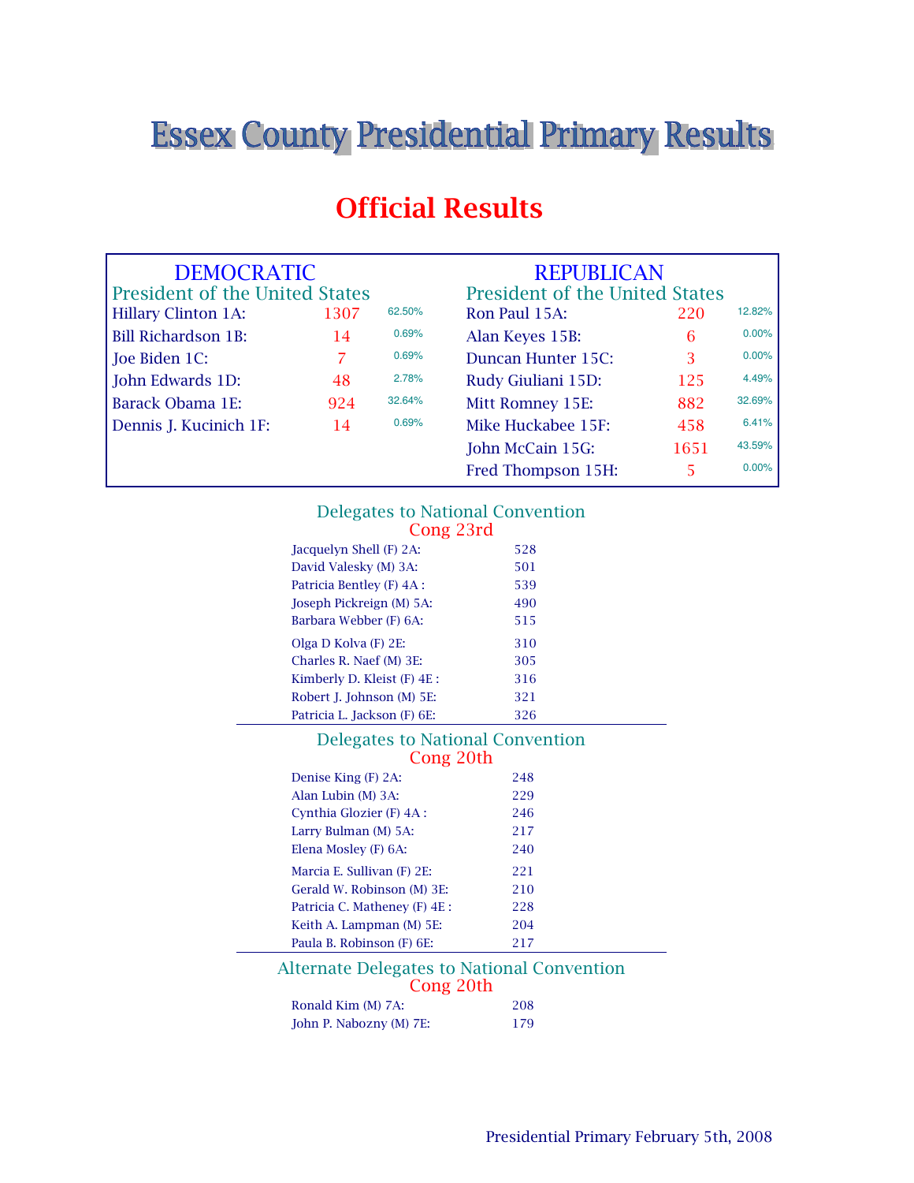# Essex County Presidential Primary Results

## Official Results

### DEMOCRATIC

**President of the United States**

| Candidate | Votes | Percent |
|---|---|---|
| Hillary Clinton 1A: | 1307 | 62.50% |
| Bill Richardson 1B: | 14 | 0.69% |
| Joe Biden 1C: | 7 | 0.69% |
| John Edwards 1D: | 48 | 2.78% |
| Barack Obama 1E: | 924 | 32.64% |
| Dennis J. Kucinich 1F: | 14 | 0.69% |

### REPUBLICAN

**President of the United States**

| Candidate | Votes | Percent |
|---|---|---|
| Ron Paul 15A: | 220 | 12.82% |
| Alan Keyes 15B: | 6 | 0.00% |
| Duncan Hunter 15C: | 3 | 0.00% |
| Rudy Giuliani 15D: | 125 | 4.49% |
| Mitt Romney 15E: | 882 | 32.69% |
| Mike Huckabee 15F: | 458 | 6.41% |
| John McCain 15G: | 1651 | 43.59% |
| Fred Thompson 15H: | 5 | 0.00% |

### Delegates to National Convention
**Cong 23rd**

| Delegate | Votes |
|---|---|
| Jacquelyn Shell (F) 2A: | 528 |
| David Valesky (M) 3A: | 501 |
| Patricia Bentley (F) 4A : | 539 |
| Joseph Pickreign (M) 5A: | 490 |
| Barbara Webber (F) 6A: | 515 |
| Olga D Kolva (F) 2E: | 310 |
| Charles R. Naef (M) 3E: | 305 |
| Kimberly D. Kleist (F) 4E : | 316 |
| Robert J. Johnson (M) 5E: | 321 |
| Patricia L. Jackson (F) 6E: | 326 |

### Delegates to National Convention
**Cong 20th**

| Delegate | Votes |
|---|---|
| Denise King (F) 2A: | 248 |
| Alan Lubin (M) 3A: | 229 |
| Cynthia Glozier (F) 4A : | 246 |
| Larry Bulman (M) 5A: | 217 |
| Elena Mosley (F) 6A: | 240 |
| Marcia E. Sullivan (F) 2E: | 221 |
| Gerald W. Robinson (M) 3E: | 210 |
| Patricia C. Matheney (F) 4E : | 228 |
| Keith A. Lampman (M) 5E: | 204 |
| Paula B. Robinson (F) 6E: | 217 |

### Alternate Delegates to National Convention
**Cong 20th**

| Delegate | Votes |
|---|---|
| Ronald Kim (M) 7A: | 208 |
| John P. Nabozny (M) 7E: | 179 |

Presidential Primary February 5th, 2008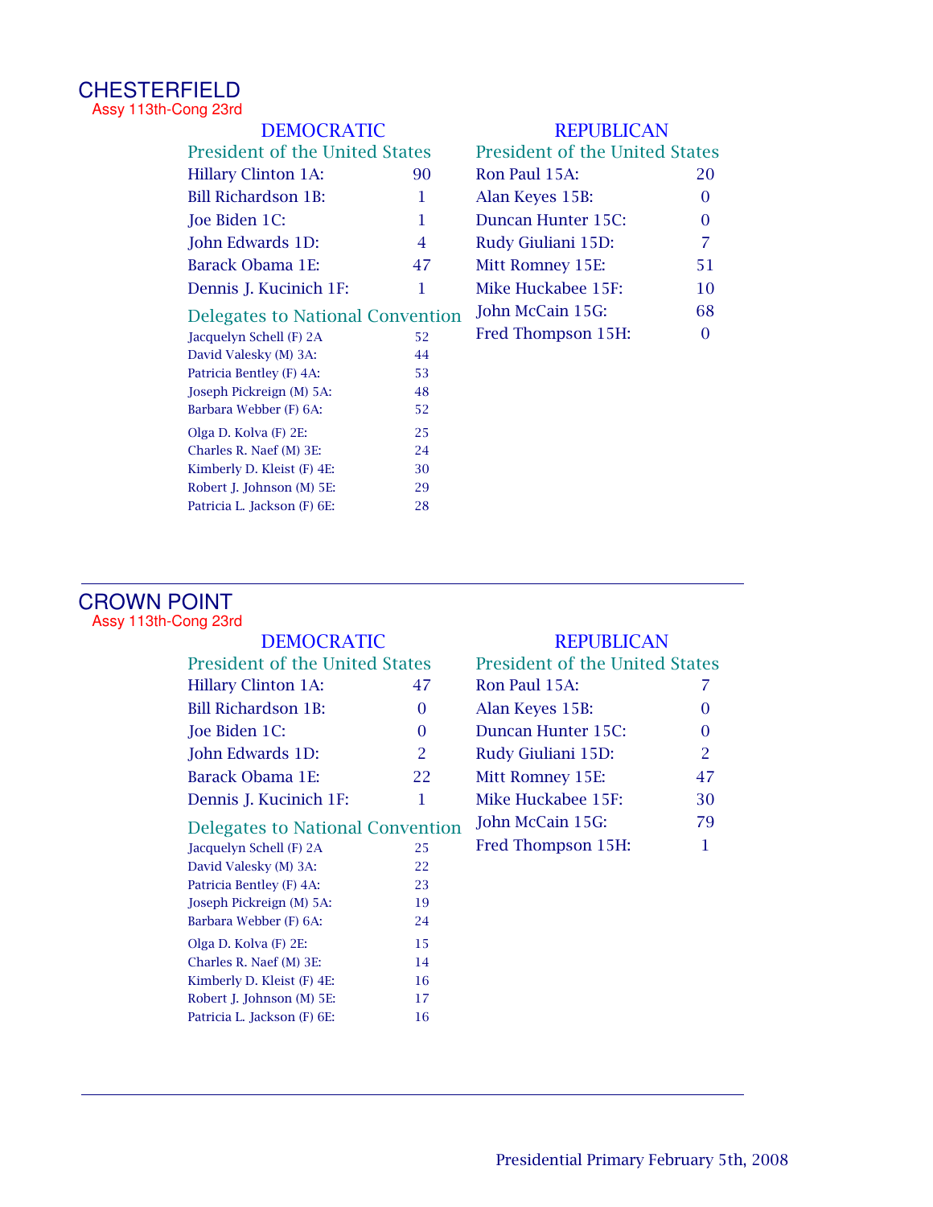# CHESTERFIELD

Assy 113th-Cong 23rd

### DEMOCRATIC

**President of the United States**

| Candidate | Votes |
|---|---|
| Hillary Clinton 1A: | 90 |
| Bill Richardson 1B: | 1 |
| Joe Biden 1C: | 1 |
| John Edwards 1D: | 4 |
| Barack Obama 1E: | 47 |
| Dennis J. Kucinich 1F: | 1 |

**Delegates to National Convention**

| Delegate | Votes |
|---|---|
| Jacquelyn Schell (F) 2A | 52 |
| David Valesky (M) 3A: | 44 |
| Patricia Bentley (F) 4A: | 53 |
| Joseph Pickreign (M) 5A: | 48 |
| Barbara Webber (F) 6A: | 52 |
| Olga D. Kolva (F) 2E: | 25 |
| Charles R. Naef (M) 3E: | 24 |
| Kimberly D. Kleist (F) 4E: | 30 |
| Robert J. Johnson (M) 5E: | 29 |
| Patricia L. Jackson (F) 6E: | 28 |

### REPUBLICAN

**President of the United States**

| Candidate | Votes |
|---|---|
| Ron Paul 15A: | 20 |
| Alan Keyes 15B: | 0 |
| Duncan Hunter 15C: | 0 |
| Rudy Giuliani 15D: | 7 |
| Mitt Romney 15E: | 51 |
| Mike Huckabee 15F: | 10 |
| John McCain 15G: | 68 |
| Fred Thompson 15H: | 0 |

---

# CROWN POINT

Assy 113th-Cong 23rd

### DEMOCRATIC

**President of the United States**

| Candidate | Votes |
|---|---|
| Hillary Clinton 1A: | 47 |
| Bill Richardson 1B: | 0 |
| Joe Biden 1C: | 0 |
| John Edwards 1D: | 2 |
| Barack Obama 1E: | 22 |
| Dennis J. Kucinich 1F: | 1 |

**Delegates to National Convention**

| Delegate | Votes |
|---|---|
| Jacquelyn Schell (F) 2A | 25 |
| David Valesky (M) 3A: | 22 |
| Patricia Bentley (F) 4A: | 23 |
| Joseph Pickreign (M) 5A: | 19 |
| Barbara Webber (F) 6A: | 24 |
| Olga D. Kolva (F) 2E: | 15 |
| Charles R. Naef (M) 3E: | 14 |
| Kimberly D. Kleist (F) 4E: | 16 |
| Robert J. Johnson (M) 5E: | 17 |
| Patricia L. Jackson (F) 6E: | 16 |

### REPUBLICAN

**President of the United States**

| Candidate | Votes |
|---|---|
| Ron Paul 15A: | 7 |
| Alan Keyes 15B: | 0 |
| Duncan Hunter 15C: | 0 |
| Rudy Giuliani 15D: | 2 |
| Mitt Romney 15E: | 47 |
| Mike Huckabee 15F: | 30 |
| John McCain 15G: | 79 |
| Fred Thompson 15H: | 1 |

---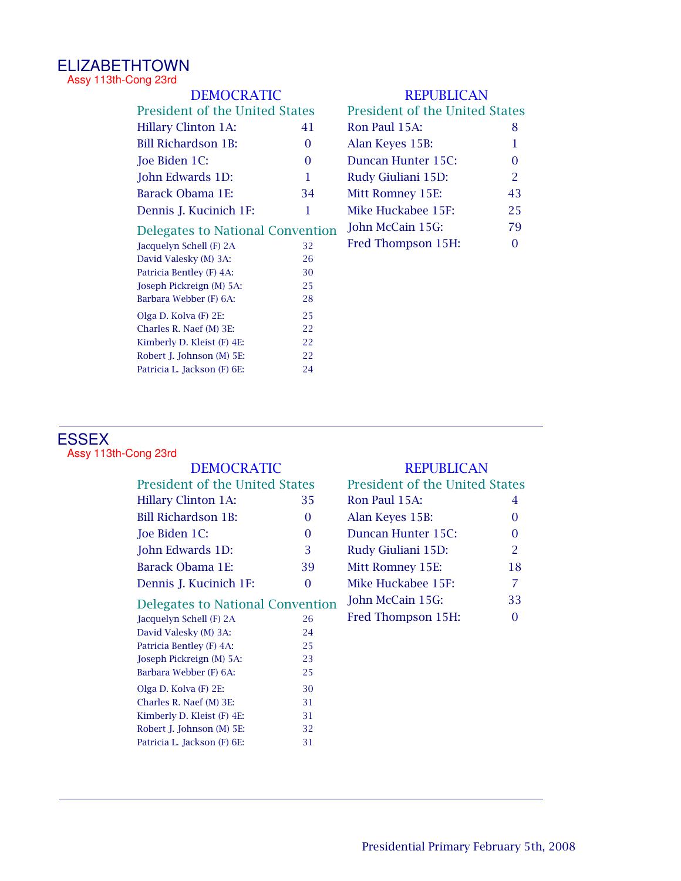## ELIZABETHTOWN

Assy 113th-Cong 23rd

### DEMOCRATIC

**President of the United States**

| Candidate | Votes |
|---|---|
| Hillary Clinton 1A: | 41 |
| Bill Richardson 1B: | 0 |
| Joe Biden 1C: | 0 |
| John Edwards 1D: | 1 |
| Barack Obama 1E: | 34 |
| Dennis J. Kucinich 1F: | 1 |

**Delegates to National Convention**

| Delegate | Votes |
|---|---|
| Jacquelyn Schell (F) 2A | 32 |
| David Valesky (M) 3A: | 26 |
| Patricia Bentley (F) 4A: | 30 |
| Joseph Pickreign (M) 5A: | 25 |
| Barbara Webber (F) 6A: | 28 |
| Olga D. Kolva (F) 2E: | 25 |
| Charles R. Naef (M) 3E: | 22 |
| Kimberly D. Kleist (F) 4E: | 22 |
| Robert J. Johnson (M) 5E: | 22 |
| Patricia L. Jackson (F) 6E: | 24 |

### REPUBLICAN

**President of the United States**

| Candidate | Votes |
|---|---|
| Ron Paul 15A: | 8 |
| Alan Keyes 15B: | 1 |
| Duncan Hunter 15C: | 0 |
| Rudy Giuliani 15D: | 2 |
| Mitt Romney 15E: | 43 |
| Mike Huckabee 15F: | 25 |
| John McCain 15G: | 79 |
| Fred Thompson 15H: | 0 |

---

## ESSEX

Assy 113th-Cong 23rd

### DEMOCRATIC

**President of the United States**

| Candidate | Votes |
|---|---|
| Hillary Clinton 1A: | 35 |
| Bill Richardson 1B: | 0 |
| Joe Biden 1C: | 0 |
| John Edwards 1D: | 3 |
| Barack Obama 1E: | 39 |
| Dennis J. Kucinich 1F: | 0 |

**Delegates to National Convention**

| Delegate | Votes |
|---|---|
| Jacquelyn Schell (F) 2A | 26 |
| David Valesky (M) 3A: | 24 |
| Patricia Bentley (F) 4A: | 25 |
| Joseph Pickreign (M) 5A: | 23 |
| Barbara Webber (F) 6A: | 25 |
| Olga D. Kolva (F) 2E: | 30 |
| Charles R. Naef (M) 3E: | 31 |
| Kimberly D. Kleist (F) 4E: | 31 |
| Robert J. Johnson (M) 5E: | 32 |
| Patricia L. Jackson (F) 6E: | 31 |

### REPUBLICAN

**President of the United States**

| Candidate | Votes |
|---|---|
| Ron Paul 15A: | 4 |
| Alan Keyes 15B: | 0 |
| Duncan Hunter 15C: | 0 |
| Rudy Giuliani 15D: | 2 |
| Mitt Romney 15E: | 18 |
| Mike Huckabee 15F: | 7 |
| John McCain 15G: | 33 |
| Fred Thompson 15H: | 0 |

---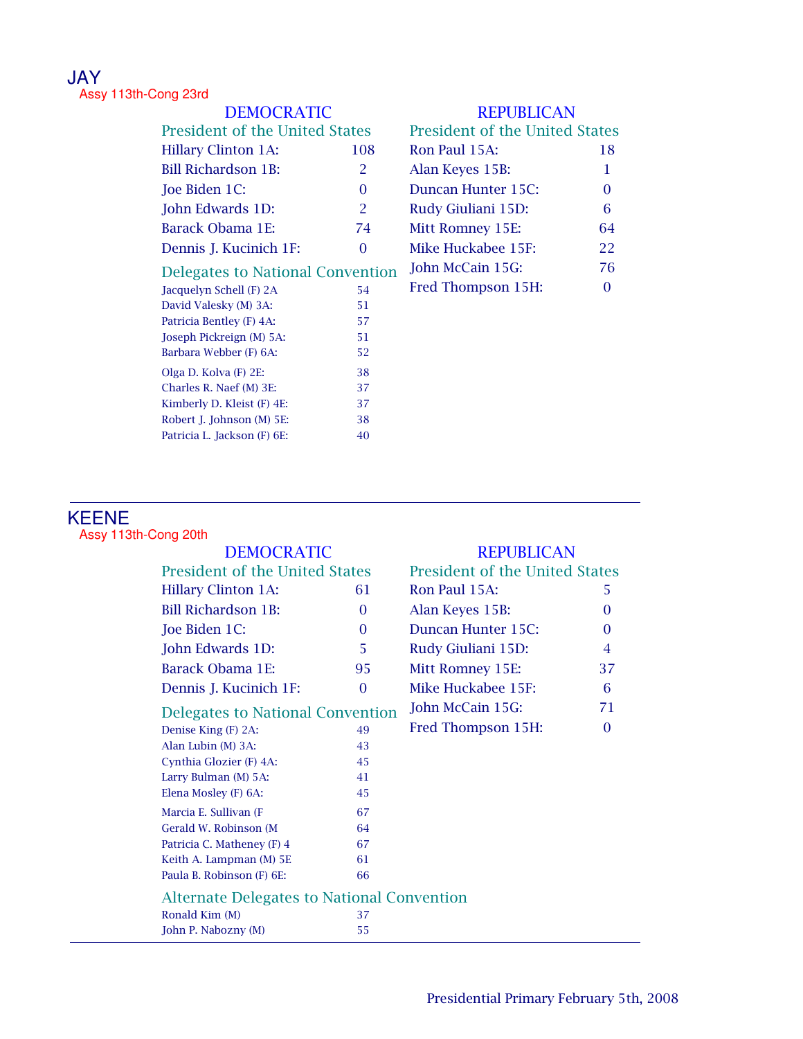## JAY

Assy 113th-Cong 23rd

### DEMOCRATIC

**President of the United States**

| Candidate | Votes |
|---|---|
| Hillary Clinton 1A: | 108 |
| Bill Richardson 1B: | 2 |
| Joe Biden 1C: | 0 |
| John Edwards 1D: | 2 |
| Barack Obama 1E: | 74 |
| Dennis J. Kucinich 1F: | 0 |

**Delegates to National Convention**

| Delegate | Votes |
|---|---|
| Jacquelyn Schell (F) 2A | 54 |
| David Valesky (M) 3A: | 51 |
| Patricia Bentley (F) 4A: | 57 |
| Joseph Pickreign (M) 5A: | 51 |
| Barbara Webber (F) 6A: | 52 |
| Olga D. Kolva (F) 2E: | 38 |
| Charles R. Naef (M) 3E: | 37 |
| Kimberly D. Kleist (F) 4E: | 37 |
| Robert J. Johnson (M) 5E: | 38 |
| Patricia L. Jackson (F) 6E: | 40 |

### REPUBLICAN

**President of the United States**

| Candidate | Votes |
|---|---|
| Ron Paul 15A: | 18 |
| Alan Keyes 15B: | 1 |
| Duncan Hunter 15C: | 0 |
| Rudy Giuliani 15D: | 6 |
| Mitt Romney 15E: | 64 |
| Mike Huckabee 15F: | 22 |
| John McCain 15G: | 76 |
| Fred Thompson 15H: | 0 |

---

## KEENE

Assy 113th-Cong 20th

### DEMOCRATIC

**President of the United States**

| Candidate | Votes |
|---|---|
| Hillary Clinton 1A: | 61 |
| Bill Richardson 1B: | 0 |
| Joe Biden 1C: | 0 |
| John Edwards 1D: | 5 |
| Barack Obama 1E: | 95 |
| Dennis J. Kucinich 1F: | 0 |

**Delegates to National Convention**

| Delegate | Votes |
|---|---|
| Denise King (F) 2A: | 49 |
| Alan Lubin (M) 3A: | 43 |
| Cynthia Glozier (F) 4A: | 45 |
| Larry Bulman (M) 5A: | 41 |
| Elena Mosley (F) 6A: | 45 |
| Marcia E. Sullivan (F | 67 |
| Gerald W. Robinson (M | 64 |
| Patricia C. Matheney (F) 4 | 67 |
| Keith A. Lampman (M) 5E | 61 |
| Paula B. Robinson (F) 6E: | 66 |

**Alternate Delegates to National Convention**

| Delegate | Votes |
|---|---|
| Ronald Kim (M) | 37 |
| John P. Nabozny (M) | 55 |

### REPUBLICAN

**President of the United States**

| Candidate | Votes |
|---|---|
| Ron Paul 15A: | 5 |
| Alan Keyes 15B: | 0 |
| Duncan Hunter 15C: | 0 |
| Rudy Giuliani 15D: | 4 |
| Mitt Romney 15E: | 37 |
| Mike Huckabee 15F: | 6 |
| John McCain 15G: | 71 |
| Fred Thompson 15H: | 0 |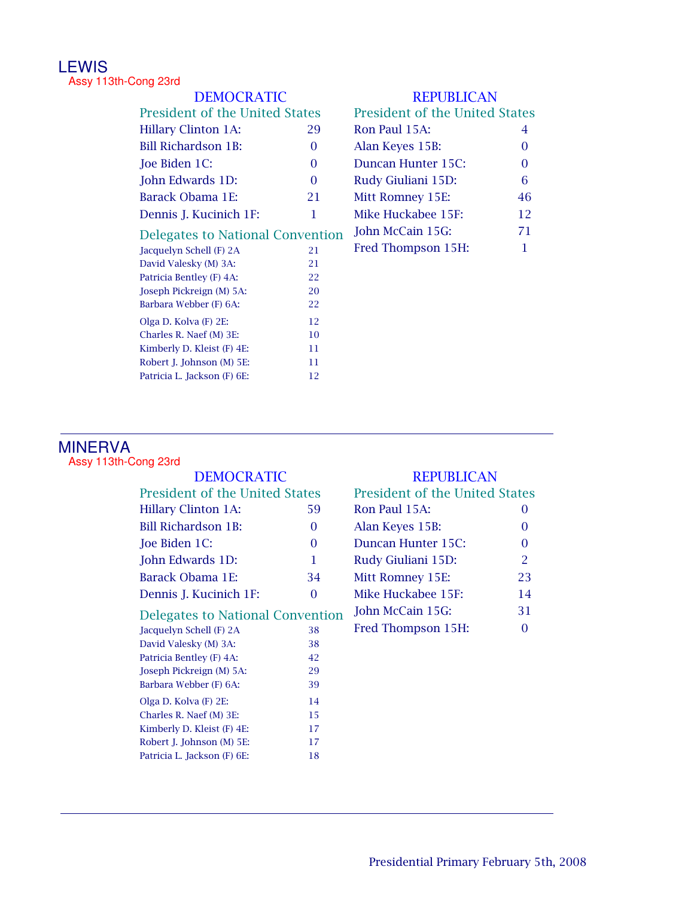## LEWIS

Assy 113th-Cong 23rd

### DEMOCRATIC

**President of the United States**

| Candidate | Votes |
|---|---|
| Hillary Clinton 1A: | 29 |
| Bill Richardson 1B: | 0 |
| Joe Biden 1C: | 0 |
| John Edwards 1D: | 0 |
| Barack Obama 1E: | 21 |
| Dennis J. Kucinich 1F: | 1 |

**Delegates to National Convention**

| Delegate | Votes |
|---|---|
| Jacquelyn Schell (F) 2A | 21 |
| David Valesky (M) 3A: | 21 |
| Patricia Bentley (F) 4A: | 22 |
| Joseph Pickreign (M) 5A: | 20 |
| Barbara Webber (F) 6A: | 22 |
| Olga D. Kolva (F) 2E: | 12 |
| Charles R. Naef (M) 3E: | 10 |
| Kimberly D. Kleist (F) 4E: | 11 |
| Robert J. Johnson (M) 5E: | 11 |
| Patricia L. Jackson (F) 6E: | 12 |

### REPUBLICAN

**President of the United States**

| Candidate | Votes |
|---|---|
| Ron Paul 15A: | 4 |
| Alan Keyes 15B: | 0 |
| Duncan Hunter 15C: | 0 |
| Rudy Giuliani 15D: | 6 |
| Mitt Romney 15E: | 46 |
| Mike Huckabee 15F: | 12 |
| John McCain 15G: | 71 |
| Fred Thompson 15H: | 1 |

---

## MINERVA

Assy 113th-Cong 23rd

### DEMOCRATIC

**President of the United States**

| Candidate | Votes |
|---|---|
| Hillary Clinton 1A: | 59 |
| Bill Richardson 1B: | 0 |
| Joe Biden 1C: | 0 |
| John Edwards 1D: | 1 |
| Barack Obama 1E: | 34 |
| Dennis J. Kucinich 1F: | 0 |

**Delegates to National Convention**

| Delegate | Votes |
|---|---|
| Jacquelyn Schell (F) 2A | 38 |
| David Valesky (M) 3A: | 38 |
| Patricia Bentley (F) 4A: | 42 |
| Joseph Pickreign (M) 5A: | 29 |
| Barbara Webber (F) 6A: | 39 |
| Olga D. Kolva (F) 2E: | 14 |
| Charles R. Naef (M) 3E: | 15 |
| Kimberly D. Kleist (F) 4E: | 17 |
| Robert J. Johnson (M) 5E: | 17 |
| Patricia L. Jackson (F) 6E: | 18 |

### REPUBLICAN

**President of the United States**

| Candidate | Votes |
|---|---|
| Ron Paul 15A: | 0 |
| Alan Keyes 15B: | 0 |
| Duncan Hunter 15C: | 0 |
| Rudy Giuliani 15D: | 2 |
| Mitt Romney 15E: | 23 |
| Mike Huckabee 15F: | 14 |
| John McCain 15G: | 31 |
| Fred Thompson 15H: | 0 |

---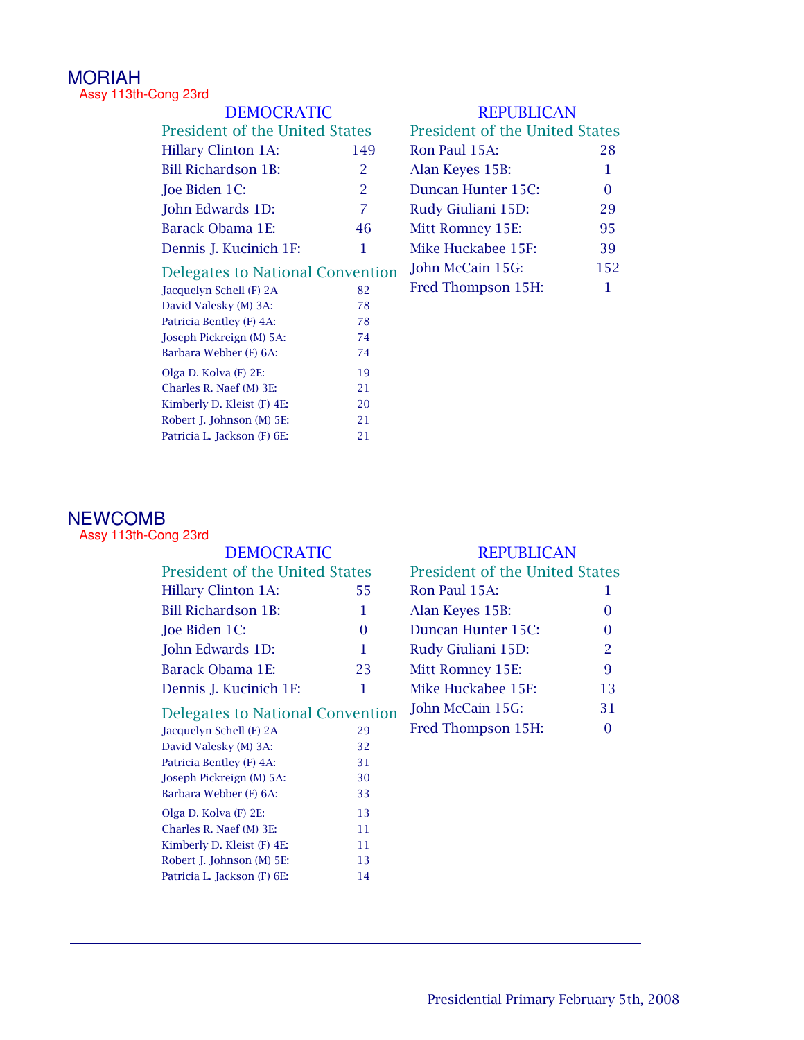## MORIAH

Assy 113th-Cong 23rd

### DEMOCRATIC

**President of the United States**

| Candidate | Votes |
|---|---|
| Hillary Clinton 1A: | 149 |
| Bill Richardson 1B: | 2 |
| Joe Biden 1C: | 2 |
| John Edwards 1D: | 7 |
| Barack Obama 1E: | 46 |
| Dennis J. Kucinich 1F: | 1 |

**Delegates to National Convention**

| Delegate | Votes |
|---|---|
| Jacquelyn Schell (F) 2A | 82 |
| David Valesky (M) 3A: | 78 |
| Patricia Bentley (F) 4A: | 78 |
| Joseph Pickreign (M) 5A: | 74 |
| Barbara Webber (F) 6A: | 74 |
| Olga D. Kolva (F) 2E: | 19 |
| Charles R. Naef (M) 3E: | 21 |
| Kimberly D. Kleist (F) 4E: | 20 |
| Robert J. Johnson (M) 5E: | 21 |
| Patricia L. Jackson (F) 6E: | 21 |

### REPUBLICAN

**President of the United States**

| Candidate | Votes |
|---|---|
| Ron Paul 15A: | 28 |
| Alan Keyes 15B: | 1 |
| Duncan Hunter 15C: | 0 |
| Rudy Giuliani 15D: | 29 |
| Mitt Romney 15E: | 95 |
| Mike Huckabee 15F: | 39 |
| John McCain 15G: | 152 |
| Fred Thompson 15H: | 1 |

---

## NEWCOMB

Assy 113th-Cong 23rd

### DEMOCRATIC

**President of the United States**

| Candidate | Votes |
|---|---|
| Hillary Clinton 1A: | 55 |
| Bill Richardson 1B: | 1 |
| Joe Biden 1C: | 0 |
| John Edwards 1D: | 1 |
| Barack Obama 1E: | 23 |
| Dennis J. Kucinich 1F: | 1 |

**Delegates to National Convention**

| Delegate | Votes |
|---|---|
| Jacquelyn Schell (F) 2A | 29 |
| David Valesky (M) 3A: | 32 |
| Patricia Bentley (F) 4A: | 31 |
| Joseph Pickreign (M) 5A: | 30 |
| Barbara Webber (F) 6A: | 33 |
| Olga D. Kolva (F) 2E: | 13 |
| Charles R. Naef (M) 3E: | 11 |
| Kimberly D. Kleist (F) 4E: | 11 |
| Robert J. Johnson (M) 5E: | 13 |
| Patricia L. Jackson (F) 6E: | 14 |

### REPUBLICAN

**President of the United States**

| Candidate | Votes |
|---|---|
| Ron Paul 15A: | 1 |
| Alan Keyes 15B: | 0 |
| Duncan Hunter 15C: | 0 |
| Rudy Giuliani 15D: | 2 |
| Mitt Romney 15E: | 9 |
| Mike Huckabee 15F: | 13 |
| John McCain 15G: | 31 |
| Fred Thompson 15H: | 0 |

---

Presidential Primary February 5th, 2008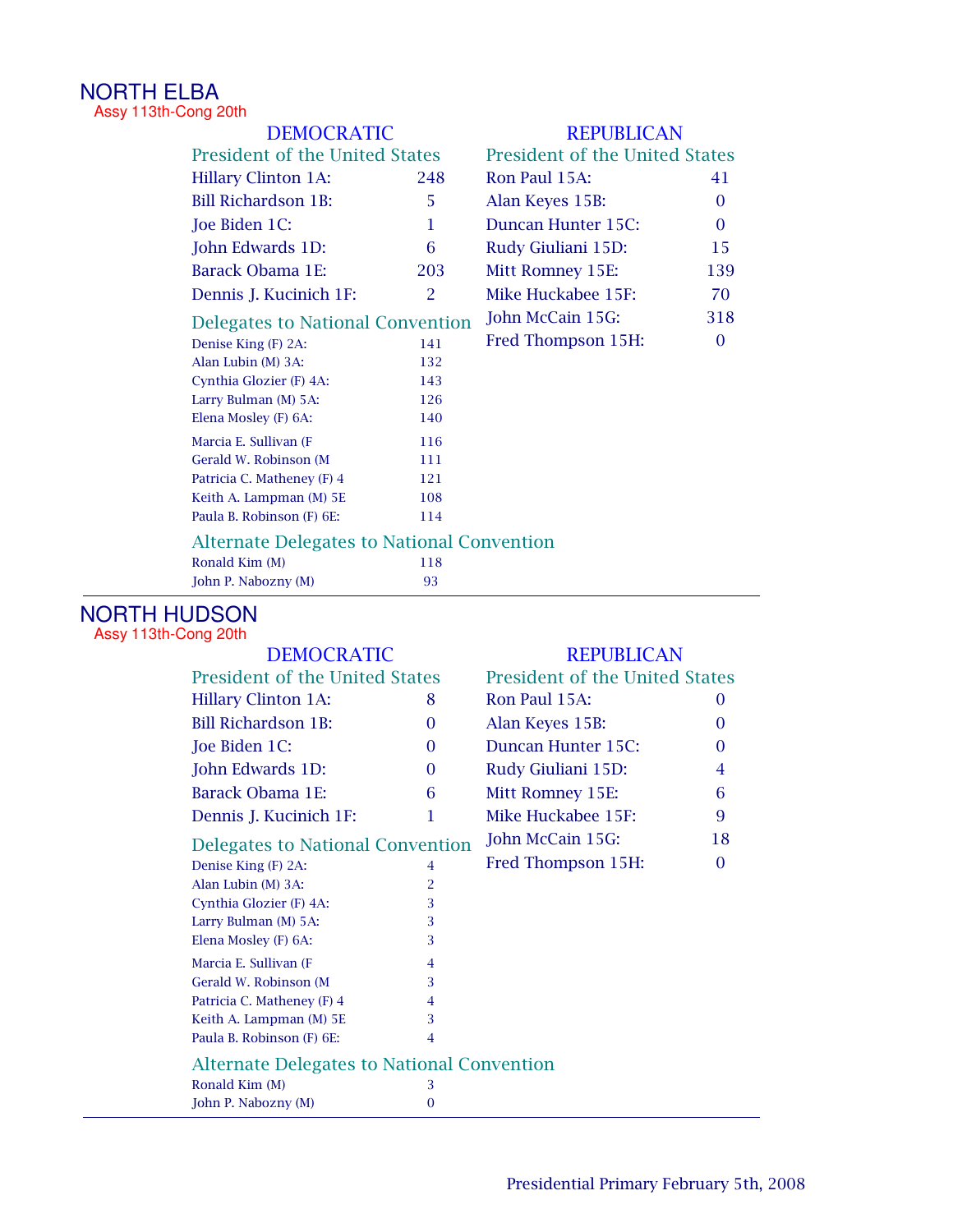## NORTH ELBA

Assy 113th-Cong 20th

### DEMOCRATIC

**President of the United States**

| Candidate | Votes |
|---|---|
| Hillary Clinton 1A: | 248 |
| Bill Richardson 1B: | 5 |
| Joe Biden 1C: | 1 |
| John Edwards 1D: | 6 |
| Barack Obama 1E: | 203 |
| Dennis J. Kucinich 1F: | 2 |

**Delegates to National Convention**

| Delegate | Votes |
|---|---|
| Denise King (F) 2A: | 141 |
| Alan Lubin (M) 3A: | 132 |
| Cynthia Glozier (F) 4A: | 143 |
| Larry Bulman (M) 5A: | 126 |
| Elena Mosley (F) 6A: | 140 |
| Marcia E. Sullivan (F | 116 |
| Gerald W. Robinson (M | 111 |
| Patricia C. Matheney (F) 4 | 121 |
| Keith A. Lampman (M) 5E | 108 |
| Paula B. Robinson (F) 6E: | 114 |

**Alternate Delegates to National Convention**

| Alternate Delegate | Votes |
|---|---|
| Ronald Kim (M) | 118 |
| John P. Nabozny (M) | 93 |

### REPUBLICAN

**President of the United States**

| Candidate | Votes |
|---|---|
| Ron Paul 15A: | 41 |
| Alan Keyes 15B: | 0 |
| Duncan Hunter 15C: | 0 |
| Rudy Giuliani 15D: | 15 |
| Mitt Romney 15E: | 139 |
| Mike Huckabee 15F: | 70 |
| John McCain 15G: | 318 |
| Fred Thompson 15H: | 0 |

---

## NORTH HUDSON

Assy 113th-Cong 20th

### DEMOCRATIC

**President of the United States**

| Candidate | Votes |
|---|---|
| Hillary Clinton 1A: | 8 |
| Bill Richardson 1B: | 0 |
| Joe Biden 1C: | 0 |
| John Edwards 1D: | 0 |
| Barack Obama 1E: | 6 |
| Dennis J. Kucinich 1F: | 1 |

**Delegates to National Convention**

| Delegate | Votes |
|---|---|
| Denise King (F) 2A: | 4 |
| Alan Lubin (M) 3A: | 2 |
| Cynthia Glozier (F) 4A: | 3 |
| Larry Bulman (M) 5A: | 3 |
| Elena Mosley (F) 6A: | 3 |
| Marcia E. Sullivan (F | 4 |
| Gerald W. Robinson (M | 3 |
| Patricia C. Matheney (F) 4 | 4 |
| Keith A. Lampman (M) 5E | 3 |
| Paula B. Robinson (F) 6E: | 4 |

**Alternate Delegates to National Convention**

| Alternate Delegate | Votes |
|---|---|
| Ronald Kim (M) | 3 |
| John P. Nabozny (M) | 0 |

### REPUBLICAN

**President of the United States**

| Candidate | Votes |
|---|---|
| Ron Paul 15A: | 0 |
| Alan Keyes 15B: | 0 |
| Duncan Hunter 15C: | 0 |
| Rudy Giuliani 15D: | 4 |
| Mitt Romney 15E: | 6 |
| Mike Huckabee 15F: | 9 |
| John McCain 15G: | 18 |
| Fred Thompson 15H: | 0 |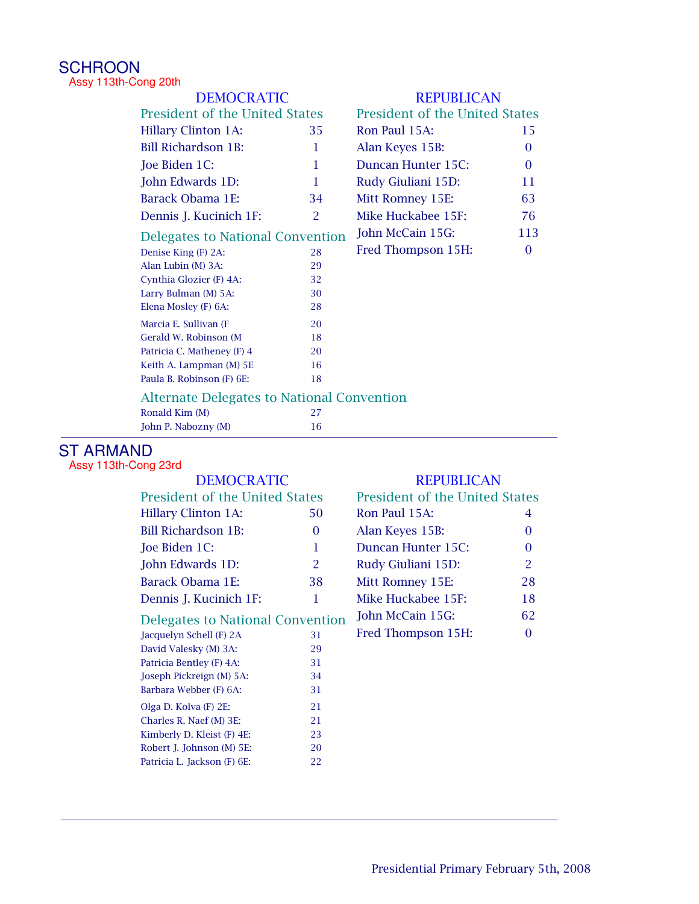# SCHROON

Assy 113th-Cong 20th

## DEMOCRATIC

### President of the United States

| Candidate | Votes |
|---|---|
| Hillary Clinton 1A: | 35 |
| Bill Richardson 1B: | 1 |
| Joe Biden 1C: | 1 |
| John Edwards 1D: | 1 |
| Barack Obama 1E: | 34 |
| Dennis J. Kucinich 1F: | 2 |

### Delegates to National Convention

| Candidate | Votes |
|---|---|
| Denise King (F) 2A: | 28 |
| Alan Lubin (M) 3A: | 29 |
| Cynthia Glozier (F) 4A: | 32 |
| Larry Bulman (M) 5A: | 30 |
| Elena Mosley (F) 6A: | 28 |
| Marcia E. Sullivan (F | 20 |
| Gerald W. Robinson (M | 18 |
| Patricia C. Matheney (F) 4 | 20 |
| Keith A. Lampman (M) 5E | 16 |
| Paula B. Robinson (F) 6E: | 18 |

### Alternate Delegates to National Convention

| Candidate | Votes |
|---|---|
| Ronald Kim (M) | 27 |
| John P. Nabozny (M) | 16 |

## REPUBLICAN

### President of the United States

| Candidate | Votes |
|---|---|
| Ron Paul 15A: | 15 |
| Alan Keyes 15B: | 0 |
| Duncan Hunter 15C: | 0 |
| Rudy Giuliani 15D: | 11 |
| Mitt Romney 15E: | 63 |
| Mike Huckabee 15F: | 76 |
| John McCain 15G: | 113 |
| Fred Thompson 15H: | 0 |

# ST ARMAND

Assy 113th-Cong 23rd

## DEMOCRATIC

### President of the United States

| Candidate | Votes |
|---|---|
| Hillary Clinton 1A: | 50 |
| Bill Richardson 1B: | 0 |
| Joe Biden 1C: | 1 |
| John Edwards 1D: | 2 |
| Barack Obama 1E: | 38 |
| Dennis J. Kucinich 1F: | 1 |

### Delegates to National Convention

| Candidate | Votes |
|---|---|
| Jacquelyn Schell (F) 2A | 31 |
| David Valesky (M) 3A: | 29 |
| Patricia Bentley (F) 4A: | 31 |
| Joseph Pickreign (M) 5A: | 34 |
| Barbara Webber (F) 6A: | 31 |
| Olga D. Kolva (F) 2E: | 21 |
| Charles R. Naef (M) 3E: | 21 |
| Kimberly D. Kleist (F) 4E: | 23 |
| Robert J. Johnson (M) 5E: | 20 |
| Patricia L. Jackson (F) 6E: | 22 |

## REPUBLICAN

### President of the United States

| Candidate | Votes |
|---|---|
| Ron Paul 15A: | 4 |
| Alan Keyes 15B: | 0 |
| Duncan Hunter 15C: | 0 |
| Rudy Giuliani 15D: | 2 |
| Mitt Romney 15E: | 28 |
| Mike Huckabee 15F: | 18 |
| John McCain 15G: | 62 |
| Fred Thompson 15H: | 0 |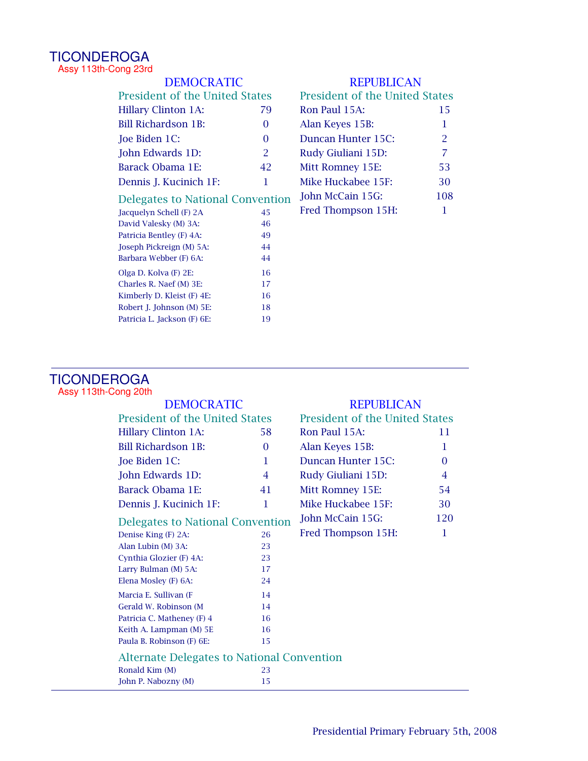# TICONDEROGA

Assy 113th-Cong 23rd

## DEMOCRATIC

### President of the United States

| Candidate | Votes |
| --- | --- |
| Hillary Clinton 1A: | 79 |
| Bill Richardson 1B: | 0 |
| Joe Biden 1C: | 0 |
| John Edwards 1D: | 2 |
| Barack Obama 1E: | 42 |
| Dennis J. Kucinich 1F: | 1 |

### Delegates to National Convention

| Delegate | Votes |
| --- | --- |
| Jacquelyn Schell (F) 2A | 45 |
| David Valesky (M) 3A: | 46 |
| Patricia Bentley (F) 4A: | 49 |
| Joseph Pickreign (M) 5A: | 44 |
| Barbara Webber (F) 6A: | 44 |
| Olga D. Kolva (F) 2E: | 16 |
| Charles R. Naef (M) 3E: | 17 |
| Kimberly D. Kleist (F) 4E: | 16 |
| Robert J. Johnson (M) 5E: | 18 |
| Patricia L. Jackson (F) 6E: | 19 |

## REPUBLICAN

### President of the United States

| Candidate | Votes |
| --- | --- |
| Ron Paul 15A: | 15 |
| Alan Keyes 15B: | 1 |
| Duncan Hunter 15C: | 2 |
| Rudy Giuliani 15D: | 7 |
| Mitt Romney 15E: | 53 |
| Mike Huckabee 15F: | 30 |
| John McCain 15G: | 108 |
| Fred Thompson 15H: | 1 |

---

# TICONDEROGA

Assy 113th-Cong 20th

## DEMOCRATIC

### President of the United States

| Candidate | Votes |
| --- | --- |
| Hillary Clinton 1A: | 58 |
| Bill Richardson 1B: | 0 |
| Joe Biden 1C: | 1 |
| John Edwards 1D: | 4 |
| Barack Obama 1E: | 41 |
| Dennis J. Kucinich 1F: | 1 |

### Delegates to National Convention

| Delegate | Votes |
| --- | --- |
| Denise King (F) 2A: | 26 |
| Alan Lubin (M) 3A: | 23 |
| Cynthia Glozier (F) 4A: | 23 |
| Larry Bulman (M) 5A: | 17 |
| Elena Mosley (F) 6A: | 24 |
| Marcia E. Sullivan (F | 14 |
| Gerald W. Robinson (M | 14 |
| Patricia C. Matheney (F) 4 | 16 |
| Keith A. Lampman (M) 5E | 16 |
| Paula B. Robinson (F) 6E: | 15 |

### Alternate Delegates to National Convention

| Delegate | Votes |
| --- | --- |
| Ronald Kim (M) | 23 |
| John P. Nabozny (M) | 15 |

## REPUBLICAN

### President of the United States

| Candidate | Votes |
| --- | --- |
| Ron Paul 15A: | 11 |
| Alan Keyes 15B: | 1 |
| Duncan Hunter 15C: | 0 |
| Rudy Giuliani 15D: | 4 |
| Mitt Romney 15E: | 54 |
| Mike Huckabee 15F: | 30 |
| John McCain 15G: | 120 |
| Fred Thompson 15H: | 1 |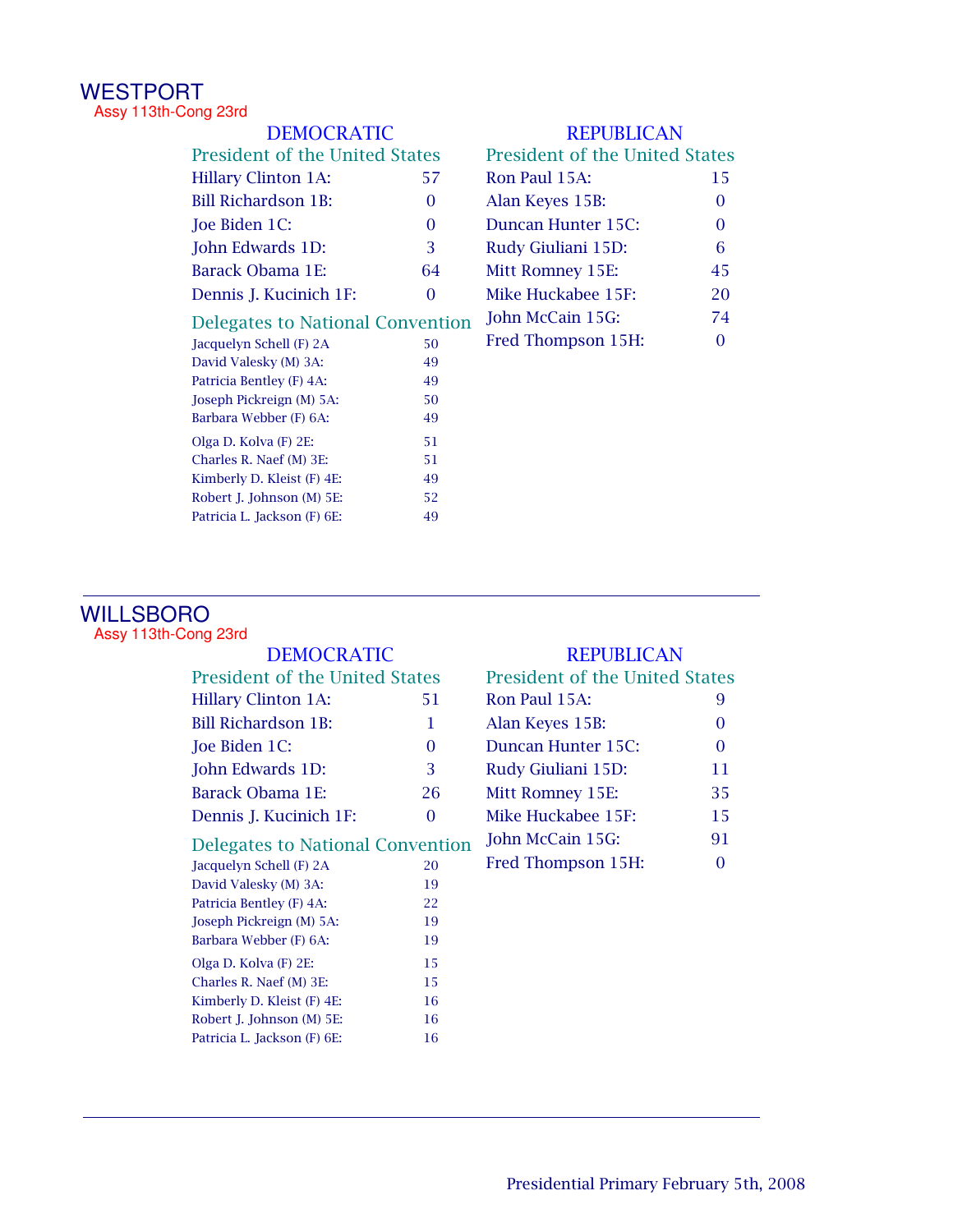## WESTPORT

Assy 113th-Cong 23rd

### DEMOCRATIC

**President of the United States**

| Candidate | Votes |
|---|---|
| Hillary Clinton 1A: | 57 |
| Bill Richardson 1B: | 0 |
| Joe Biden 1C: | 0 |
| John Edwards 1D: | 3 |
| Barack Obama 1E: | 64 |
| Dennis J. Kucinich 1F: | 0 |

**Delegates to National Convention**

| Delegate | Votes |
|---|---|
| Jacquelyn Schell (F) 2A | 50 |
| David Valesky (M) 3A: | 49 |
| Patricia Bentley (F) 4A: | 49 |
| Joseph Pickreign (M) 5A: | 50 |
| Barbara Webber (F) 6A: | 49 |
| Olga D. Kolva (F) 2E: | 51 |
| Charles R. Naef (M) 3E: | 51 |
| Kimberly D. Kleist (F) 4E: | 49 |
| Robert J. Johnson (M) 5E: | 52 |
| Patricia L. Jackson (F) 6E: | 49 |

### REPUBLICAN

**President of the United States**

| Candidate | Votes |
|---|---|
| Ron Paul 15A: | 15 |
| Alan Keyes 15B: | 0 |
| Duncan Hunter 15C: | 0 |
| Rudy Giuliani 15D: | 6 |
| Mitt Romney 15E: | 45 |
| Mike Huckabee 15F: | 20 |
| John McCain 15G: | 74 |
| Fred Thompson 15H: | 0 |

---

## WILLSBORO

Assy 113th-Cong 23rd

### DEMOCRATIC

**President of the United States**

| Candidate | Votes |
|---|---|
| Hillary Clinton 1A: | 51 |
| Bill Richardson 1B: | 1 |
| Joe Biden 1C: | 0 |
| John Edwards 1D: | 3 |
| Barack Obama 1E: | 26 |
| Dennis J. Kucinich 1F: | 0 |

**Delegates to National Convention**

| Delegate | Votes |
|---|---|
| Jacquelyn Schell (F) 2A | 20 |
| David Valesky (M) 3A: | 19 |
| Patricia Bentley (F) 4A: | 22 |
| Joseph Pickreign (M) 5A: | 19 |
| Barbara Webber (F) 6A: | 19 |
| Olga D. Kolva (F) 2E: | 15 |
| Charles R. Naef (M) 3E: | 15 |
| Kimberly D. Kleist (F) 4E: | 16 |
| Robert J. Johnson (M) 5E: | 16 |
| Patricia L. Jackson (F) 6E: | 16 |

### REPUBLICAN

**President of the United States**

| Candidate | Votes |
|---|---|
| Ron Paul 15A: | 9 |
| Alan Keyes 15B: | 0 |
| Duncan Hunter 15C: | 0 |
| Rudy Giuliani 15D: | 11 |
| Mitt Romney 15E: | 35 |
| Mike Huckabee 15F: | 15 |
| John McCain 15G: | 91 |
| Fred Thompson 15H: | 0 |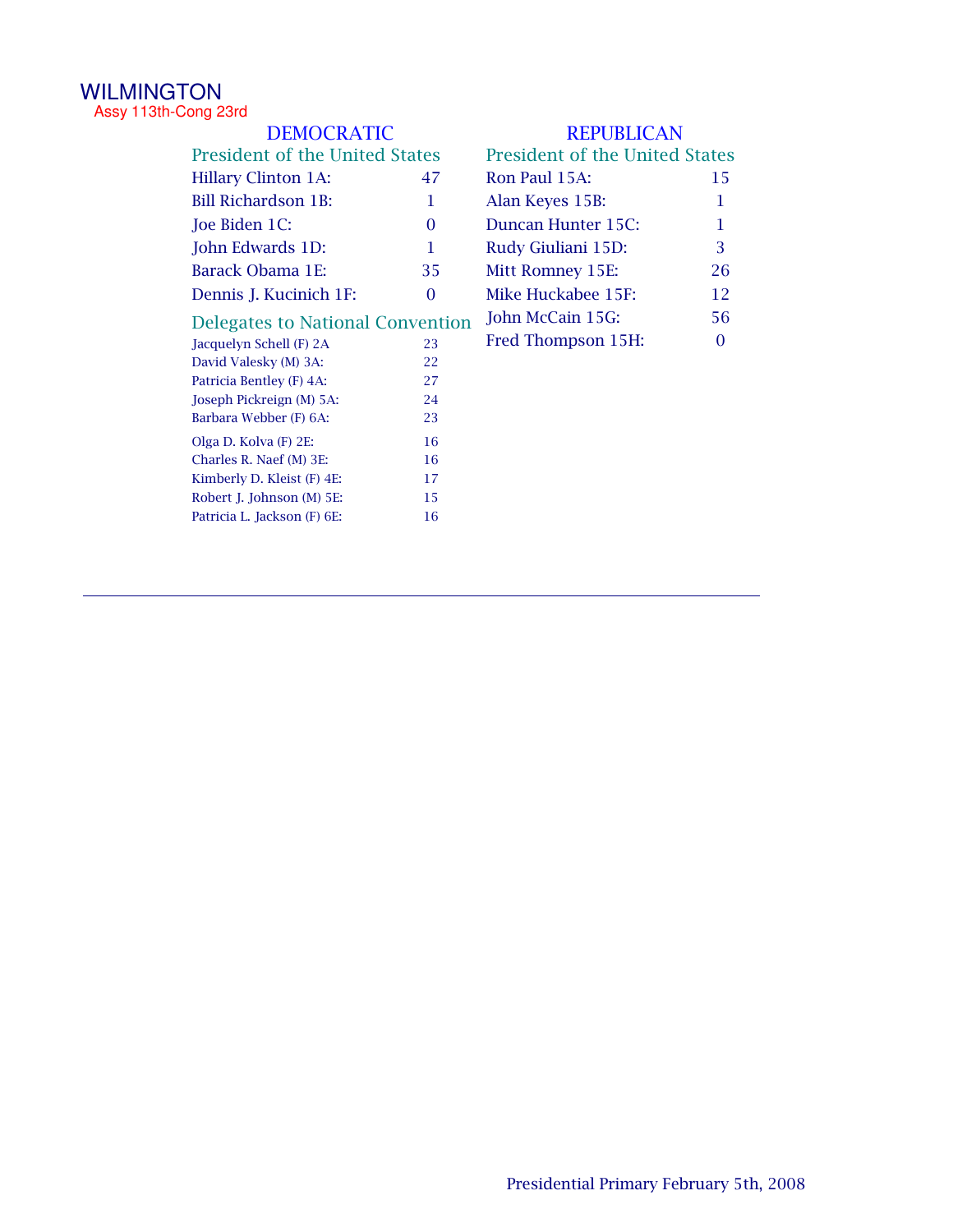# WILMINGTON

Assy 113th-Cong 23rd

## DEMOCRATIC

### President of the United States

| | |
|---|---|
| Hillary Clinton 1A: | 47 |
| Bill Richardson 1B: | 1 |
| Joe Biden 1C: | 0 |
| John Edwards 1D: | 1 |
| Barack Obama 1E: | 35 |
| Dennis J. Kucinich 1F: | 0 |

### Delegates to National Convention

| | |
|---|---|
| Jacquelyn Schell (F) 2A | 23 |
| David Valesky (M) 3A: | 22 |
| Patricia Bentley (F) 4A: | 27 |
| Joseph Pickreign (M) 5A: | 24 |
| Barbara Webber (F) 6A: | 23 |
| Olga D. Kolva (F) 2E: | 16 |
| Charles R. Naef (M) 3E: | 16 |
| Kimberly D. Kleist (F) 4E: | 17 |
| Robert J. Johnson (M) 5E: | 15 |
| Patricia L. Jackson (F) 6E: | 16 |

## REPUBLICAN

### President of the United States

| | |
|---|---|
| Ron Paul 15A: | 15 |
| Alan Keyes 15B: | 1 |
| Duncan Hunter 15C: | 1 |
| Rudy Giuliani 15D: | 3 |
| Mitt Romney 15E: | 26 |
| Mike Huckabee 15F: | 12 |
| John McCain 15G: | 56 |
| Fred Thompson 15H: | 0 |